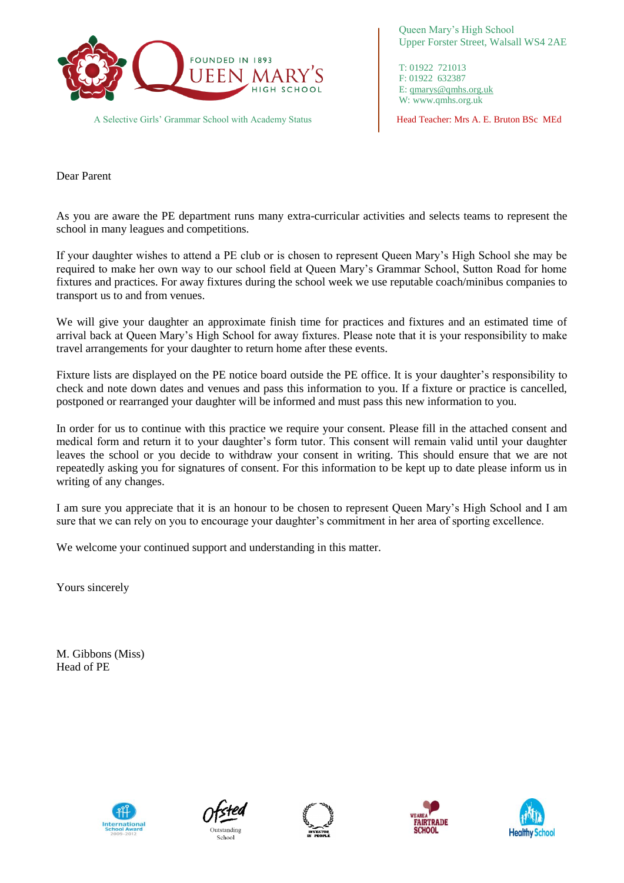FOUNDED IN 1893
QUEEN MARY'S
HIGH SCHOOL

A Selective Girls' Grammar School with Academy Status

Queen Mary's High School
Upper Forster Street, Walsall WS4 2AE

T: 01922 721013
F: 01922 632387
E: qmarys@qmhs.org.uk
W: www.qmhs.org.uk

Head Teacher: Mrs A. E. Bruton BSc MEd

Dear Parent

As you are aware the PE department runs many extra-curricular activities and selects teams to represent the school in many leagues and competitions.

If your daughter wishes to attend a PE club or is chosen to represent Queen Mary's High School she may be required to make her own way to our school field at Queen Mary's Grammar School, Sutton Road for home fixtures and practices. For away fixtures during the school week we use reputable coach/minibus companies to transport us to and from venues.

We will give your daughter an approximate finish time for practices and fixtures and an estimated time of arrival back at Queen Mary's High School for away fixtures. Please note that it is your responsibility to make travel arrangements for your daughter to return home after these events.

Fixture lists are displayed on the PE notice board outside the PE office. It is your daughter's responsibility to check and note down dates and venues and pass this information to you. If a fixture or practice is cancelled, postponed or rearranged your daughter will be informed and must pass this new information to you.

In order for us to continue with this practice we require your consent. Please fill in the attached consent and medical form and return it to your daughter's form tutor. This consent will remain valid until your daughter leaves the school or you decide to withdraw your consent in writing. This should ensure that we are not repeatedly asking you for signatures of consent. For this information to be kept up to date please inform us in writing of any changes.

I am sure you appreciate that it is an honour to be chosen to represent Queen Mary's High School and I am sure that we can rely on you to encourage your daughter's commitment in her area of sporting excellence.

We welcome your continued support and understanding in this matter.

Yours sincerely

M. Gibbons (Miss)
Head of PE

International School Award 2009-2012 | Ofsted Outstanding School | Investor in People | We are a Fairtrade School | Healthy School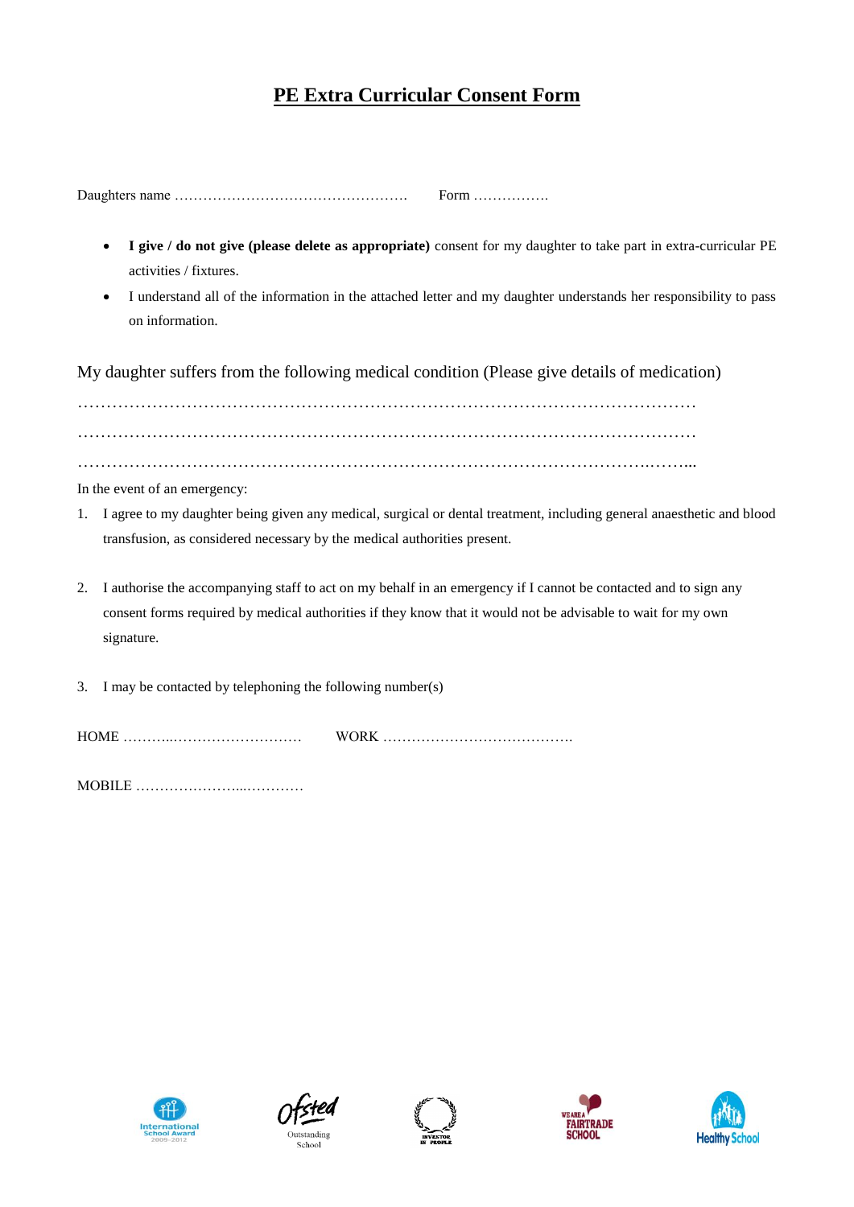# PE Extra Curricular Consent Form

Daughters name …………………………………………. Form …………….

- **I give / do not give (please delete as appropriate)** consent for my daughter to take part in extra-curricular PE activities / fixtures.
- I understand all of the information in the attached letter and my daughter understands her responsibility to pass on information.

My daughter suffers from the following medical condition (Please give details of medication)

…………………………………………………………………………………………………

…………………………………………………………………………………………………

…………………………………………………………………………………………….……...

In the event of an emergency:

1. I agree to my daughter being given any medical, surgical or dental treatment, including general anaesthetic and blood transfusion, as considered necessary by the medical authorities present.

2. I authorise the accompanying staff to act on my behalf in an emergency if I cannot be contacted and to sign any consent forms required by medical authorities if they know that it would not be advisable to wait for my own signature.

3. I may be contacted by telephoning the following number(s)

HOME ………...……………………… WORK ………………………………….

MOBILE …………………...…………

International School Award 2009-2012

Ofsted Outstanding School

INVESTOR IN PEOPLE

WE ARE A FAIRTRADE SCHOOL

Healthy School